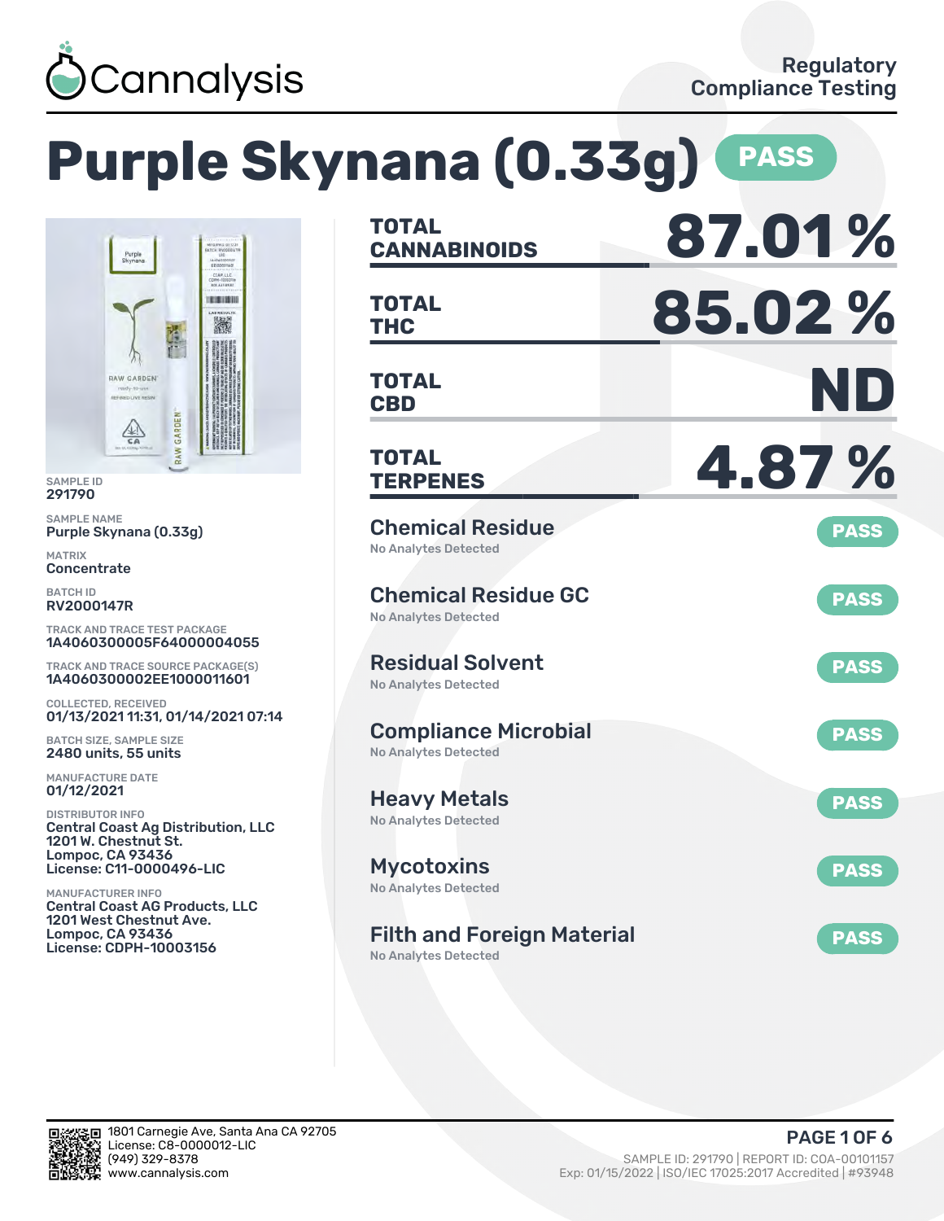Cannalysis

Regulatory Compliance Testing

# Purple Skynana (0.33g) PASS

SAMPLE ID
291790

SAMPLE NAME
Purple Skynana (0.33g)

MATRIX
Concentrate

BATCH ID
RV2000147R

TRACK AND TRACE TEST PACKAGE
1A4060300005F64000004055

TRACK AND TRACE SOURCE PACKAGE(S)
1A4060300002EE1000011601

COLLECTED, RECEIVED
01/13/2021 11:31, 01/14/2021 07:14

BATCH SIZE, SAMPLE SIZE
2480 units, 55 units

MANUFACTURE DATE
01/12/2021

DISTRIBUTOR INFO
Central Coast Ag Distribution, LLC
1201 W. Chestnut St.
Lompoc, CA 93436
License: C11-0000496-LIC

MANUFACTURER INFO
Central Coast AG Products, LLC
1201 West Chestnut Ave.
Lompoc, CA 93436
License: CDPH-10003156

| | |
|---|---|
| TOTAL CANNABINOIDS | 87.01 % |
| TOTAL THC | 85.02 % |
| TOTAL CBD | ND |
| TOTAL TERPENES | 4.87 % |

| Test | Result | Status |
|---|---|---|
| Chemical Residue | No Analytes Detected | PASS |
| Chemical Residue GC | No Analytes Detected | PASS |
| Residual Solvent | No Analytes Detected | PASS |
| Compliance Microbial | No Analytes Detected | PASS |
| Heavy Metals | No Analytes Detected | PASS |
| Mycotoxins | No Analytes Detected | PASS |
| Filth and Foreign Material | No Analytes Detected | PASS |

1801 Carnegie Ave, Santa Ana CA 92705
License: C8-0000012-LIC
(949) 329-8378
www.cannalysis.com

SAMPLE ID: 291790 | REPORT ID: COA-00101157
Exp: 01/15/2022 | ISO/IEC 17025:2017 Accredited | #93948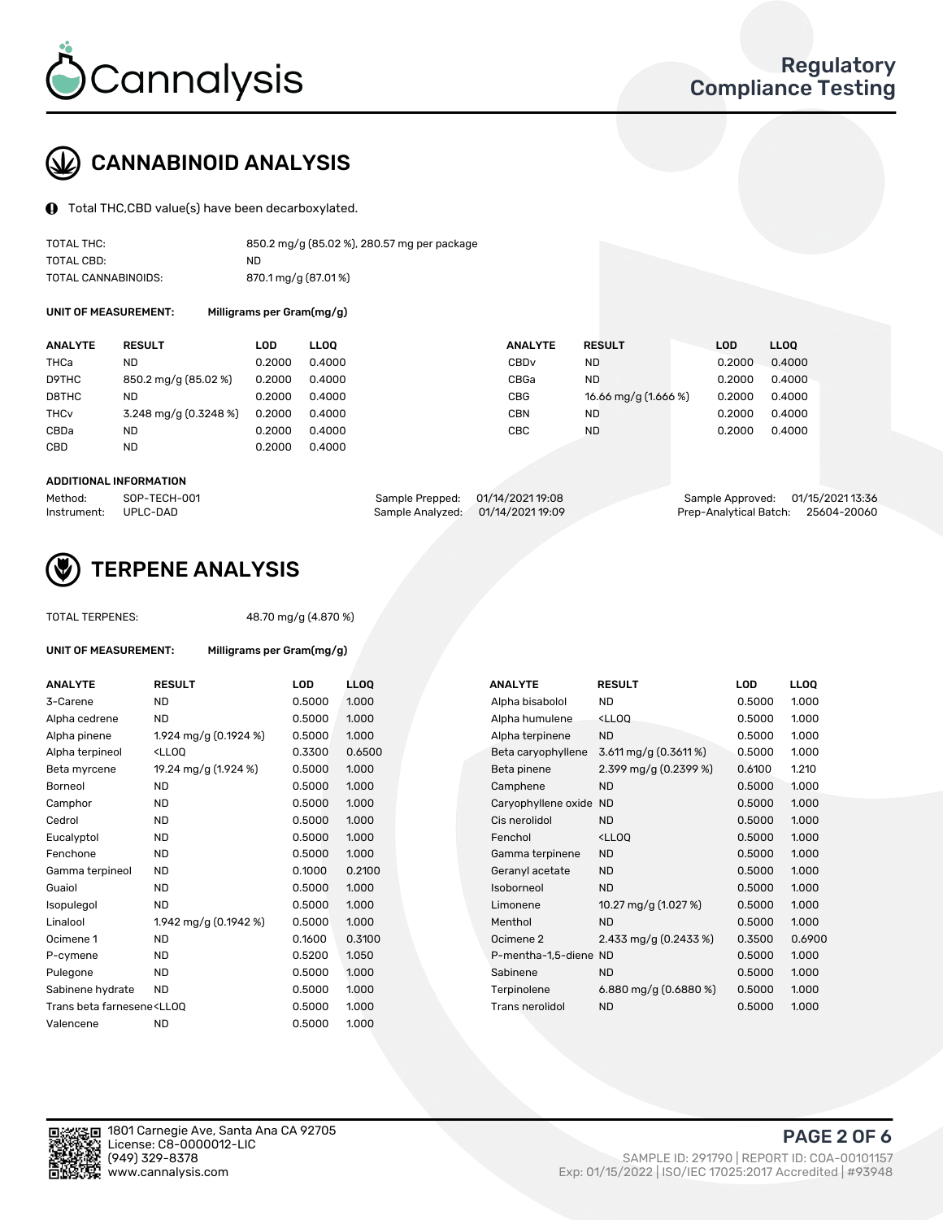# CANNABINOID ANALYSIS

Total THC,CBD value(s) have been decarboxylated.

| | |
|---|---|
| TOTAL THC: | 850.2 mg/g (85.02 %), 280.57 mg per package |
| TOTAL CBD: | ND |
| TOTAL CANNABINOIDS: | 870.1 mg/g (87.01 %) |

**UNIT OF MEASUREMENT:** Milligrams per Gram(mg/g)

| ANALYTE | RESULT | LOD | LLOQ | ANALYTE | RESULT | LOD | LLOQ |
|---|---|---|---|---|---|---|---|
| THCa | ND | 0.2000 | 0.4000 | CBDv | ND | 0.2000 | 0.4000 |
| D9THC | 850.2 mg/g (85.02 %) | 0.2000 | 0.4000 | CBGa | ND | 0.2000 | 0.4000 |
| D8THC | ND | 0.2000 | 0.4000 | CBG | 16.66 mg/g (1.666 %) | 0.2000 | 0.4000 |
| THCv | 3.248 mg/g (0.3248 %) | 0.2000 | 0.4000 | CBN | ND | 0.2000 | 0.4000 |
| CBDa | ND | 0.2000 | 0.4000 | CBC | ND | 0.2000 | 0.4000 |
| CBD | ND | 0.2000 | 0.4000 | | | | |

**ADDITIONAL INFORMATION**

| | | | | | |
|---|---|---|---|---|---|
| Method: | SOP-TECH-001 | Sample Prepped: | 01/14/2021 19:08 | Sample Approved: | 01/15/2021 13:36 |
| Instrument: | UPLC-DAD | Sample Analyzed: | 01/14/2021 19:09 | Prep-Analytical Batch: | 25604-20060 |

# TERPENE ANALYSIS

TOTAL TERPENES: 48.70 mg/g (4.870 %)

**UNIT OF MEASUREMENT:** Milligrams per Gram(mg/g)

| ANALYTE | RESULT | LOD | LLOQ | ANALYTE | RESULT | LOD | LLOQ |
|---|---|---|---|---|---|---|---|
| 3-Carene | ND | 0.5000 | 1.000 | Alpha bisabolol | ND | 0.5000 | 1.000 |
| Alpha cedrene | ND | 0.5000 | 1.000 | Alpha humulene | <LLOQ | 0.5000 | 1.000 |
| Alpha pinene | 1.924 mg/g (0.1924 %) | 0.5000 | 1.000 | Alpha terpinene | ND | 0.5000 | 1.000 |
| Alpha terpineol | <LLOQ | 0.3300 | 0.6500 | Beta caryophyllene | 3.611 mg/g (0.3611 %) | 0.5000 | 1.000 |
| Beta myrcene | 19.24 mg/g (1.924 %) | 0.5000 | 1.000 | Beta pinene | 2.399 mg/g (0.2399 %) | 0.6100 | 1.210 |
| Borneol | ND | 0.5000 | 1.000 | Camphene | ND | 0.5000 | 1.000 |
| Camphor | ND | 0.5000 | 1.000 | Caryophyllene oxide | ND | 0.5000 | 1.000 |
| Cedrol | ND | 0.5000 | 1.000 | Cis nerolidol | ND | 0.5000 | 1.000 |
| Eucalyptol | ND | 0.5000 | 1.000 | Fenchol | <LLOQ | 0.5000 | 1.000 |
| Fenchone | ND | 0.5000 | 1.000 | Gamma terpinene | ND | 0.5000 | 1.000 |
| Gamma terpineol | ND | 0.1000 | 0.2100 | Geranyl acetate | ND | 0.5000 | 1.000 |
| Guaiol | ND | 0.5000 | 1.000 | Isoborneol | ND | 0.5000 | 1.000 |
| Isopulegol | ND | 0.5000 | 1.000 | Limonene | 10.27 mg/g (1.027 %) | 0.5000 | 1.000 |
| Linalool | 1.942 mg/g (0.1942 %) | 0.5000 | 1.000 | Menthol | ND | 0.5000 | 1.000 |
| Ocimene 1 | ND | 0.1600 | 0.3100 | Ocimene 2 | 2.433 mg/g (0.2433 %) | 0.3500 | 0.6900 |
| P-cymene | ND | 0.5200 | 1.050 | P-mentha-1,5-diene | ND | 0.5000 | 1.000 |
| Pulegone | ND | 0.5000 | 1.000 | Sabinene | ND | 0.5000 | 1.000 |
| Sabinene hydrate | ND | 0.5000 | 1.000 | Terpinolene | 6.880 mg/g (0.6880 %) | 0.5000 | 1.000 |
| Trans beta farnesene | <LLOQ | 0.5000 | 1.000 | Trans nerolidol | ND | 0.5000 | 1.000 |
| Valencene | ND | 0.5000 | 1.000 | | | | |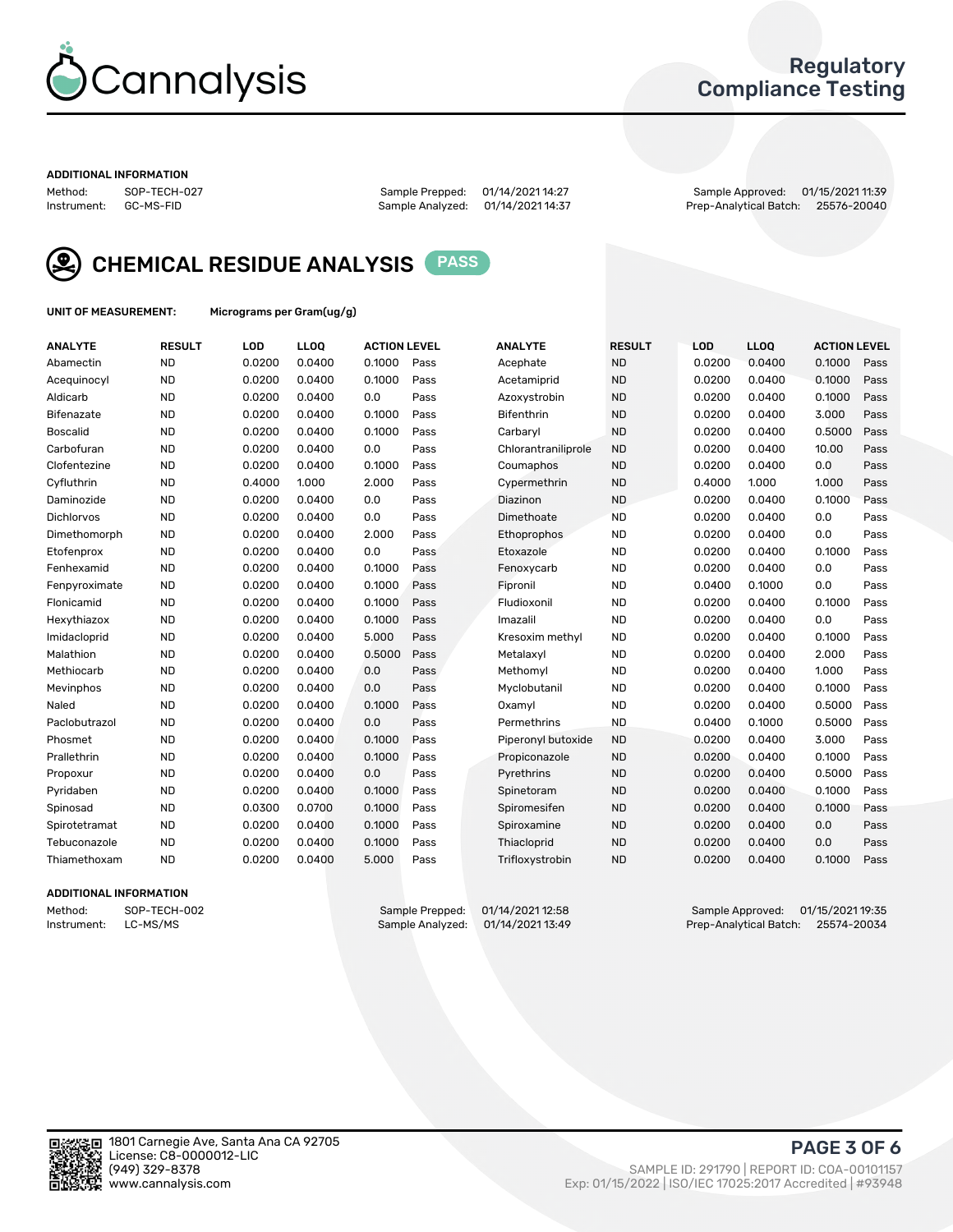Cannalysis

Regulatory
Compliance Testing

**ADDITIONAL INFORMATION**

Method: SOP-TECH-027
Instrument: GC-MS-FID
Sample Prepped: 01/14/2021 14:27
Sample Analyzed: 01/14/2021 14:37
Sample Approved: 01/15/2021 11:39
Prep-Analytical Batch: 25576-20040

## CHEMICAL RESIDUE ANALYSIS PASS

**UNIT OF MEASUREMENT:** Micrograms per Gram(ug/g)

| ANALYTE | RESULT | LOD | LLOQ | ACTION LEVEL | | ANALYTE | RESULT | LOD | LLOQ | ACTION LEVEL | |
|---|---|---|---|---|---|---|---|---|---|---|---|
| Abamectin | ND | 0.0200 | 0.0400 | 0.1000 | Pass | Acephate | ND | 0.0200 | 0.0400 | 0.1000 | Pass |
| Acequinocyl | ND | 0.0200 | 0.0400 | 0.1000 | Pass | Acetamiprid | ND | 0.0200 | 0.0400 | 0.1000 | Pass |
| Aldicarb | ND | 0.0200 | 0.0400 | 0.0 | Pass | Azoxystrobin | ND | 0.0200 | 0.0400 | 0.1000 | Pass |
| Bifenazate | ND | 0.0200 | 0.0400 | 0.1000 | Pass | Bifenthrin | ND | 0.0200 | 0.0400 | 3.000 | Pass |
| Boscalid | ND | 0.0200 | 0.0400 | 0.1000 | Pass | Carbaryl | ND | 0.0200 | 0.0400 | 0.5000 | Pass |
| Carbofuran | ND | 0.0200 | 0.0400 | 0.0 | Pass | Chlorantraniliprole | ND | 0.0200 | 0.0400 | 10.00 | Pass |
| Clofentezine | ND | 0.0200 | 0.0400 | 0.1000 | Pass | Coumaphos | ND | 0.0200 | 0.0400 | 0.0 | Pass |
| Cyfluthrin | ND | 0.4000 | 1.000 | 2.000 | Pass | Cypermethrin | ND | 0.4000 | 1.000 | 1.000 | Pass |
| Daminozide | ND | 0.0200 | 0.0400 | 0.0 | Pass | Diazinon | ND | 0.0200 | 0.0400 | 0.1000 | Pass |
| Dichlorvos | ND | 0.0200 | 0.0400 | 0.0 | Pass | Dimethoate | ND | 0.0200 | 0.0400 | 0.0 | Pass |
| Dimethomorph | ND | 0.0200 | 0.0400 | 2.000 | Pass | Ethoprophos | ND | 0.0200 | 0.0400 | 0.0 | Pass |
| Etofenprox | ND | 0.0200 | 0.0400 | 0.0 | Pass | Etoxazole | ND | 0.0200 | 0.0400 | 0.1000 | Pass |
| Fenhexamid | ND | 0.0200 | 0.0400 | 0.1000 | Pass | Fenoxycarb | ND | 0.0200 | 0.0400 | 0.0 | Pass |
| Fenpyroximate | ND | 0.0200 | 0.0400 | 0.1000 | Pass | Fipronil | ND | 0.0400 | 0.1000 | 0.0 | Pass |
| Flonicamid | ND | 0.0200 | 0.0400 | 0.1000 | Pass | Fludioxonil | ND | 0.0200 | 0.0400 | 0.1000 | Pass |
| Hexythiazox | ND | 0.0200 | 0.0400 | 0.1000 | Pass | Imazalil | ND | 0.0200 | 0.0400 | 0.0 | Pass |
| Imidacloprid | ND | 0.0200 | 0.0400 | 5.000 | Pass | Kresoxim methyl | ND | 0.0200 | 0.0400 | 0.1000 | Pass |
| Malathion | ND | 0.0200 | 0.0400 | 0.5000 | Pass | Metalaxyl | ND | 0.0200 | 0.0400 | 2.000 | Pass |
| Methiocarb | ND | 0.0200 | 0.0400 | 0.0 | Pass | Methomyl | ND | 0.0200 | 0.0400 | 1.000 | Pass |
| Mevinphos | ND | 0.0200 | 0.0400 | 0.0 | Pass | Myclobutanil | ND | 0.0200 | 0.0400 | 0.1000 | Pass |
| Naled | ND | 0.0200 | 0.0400 | 0.1000 | Pass | Oxamyl | ND | 0.0200 | 0.0400 | 0.5000 | Pass |
| Paclobutrazol | ND | 0.0200 | 0.0400 | 0.0 | Pass | Permethrins | ND | 0.0400 | 0.1000 | 0.5000 | Pass |
| Phosmet | ND | 0.0200 | 0.0400 | 0.1000 | Pass | Piperonyl butoxide | ND | 0.0200 | 0.0400 | 3.000 | Pass |
| Prallethrin | ND | 0.0200 | 0.0400 | 0.1000 | Pass | Propiconazole | ND | 0.0200 | 0.0400 | 0.1000 | Pass |
| Propoxur | ND | 0.0200 | 0.0400 | 0.0 | Pass | Pyrethrins | ND | 0.0200 | 0.0400 | 0.5000 | Pass |
| Pyridaben | ND | 0.0200 | 0.0400 | 0.1000 | Pass | Spinetoram | ND | 0.0200 | 0.0400 | 0.1000 | Pass |
| Spinosad | ND | 0.0300 | 0.0700 | 0.1000 | Pass | Spiromesifen | ND | 0.0200 | 0.0400 | 0.1000 | Pass |
| Spirotetramat | ND | 0.0200 | 0.0400 | 0.1000 | Pass | Spiroxamine | ND | 0.0200 | 0.0400 | 0.0 | Pass |
| Tebuconazole | ND | 0.0200 | 0.0400 | 0.1000 | Pass | Thiacloprid | ND | 0.0200 | 0.0400 | 0.0 | Pass |
| Thiamethoxam | ND | 0.0200 | 0.0400 | 5.000 | Pass | Trifloxystrobin | ND | 0.0200 | 0.0400 | 0.1000 | Pass |

**ADDITIONAL INFORMATION**

Method: SOP-TECH-002
Instrument: LC-MS/MS
Sample Prepped: 01/14/2021 12:58
Sample Analyzed: 01/14/2021 13:49
Sample Approved: 01/15/2021 19:35
Prep-Analytical Batch: 25574-20034

1801 Carnegie Ave, Santa Ana CA 92705
License: C8-0000012-LIC
(949) 329-8378
www.cannalysis.com

SAMPLE ID: 291790 | REPORT ID: COA-00101157
Exp: 01/15/2022 | ISO/IEC 17025:2017 Accredited | #93948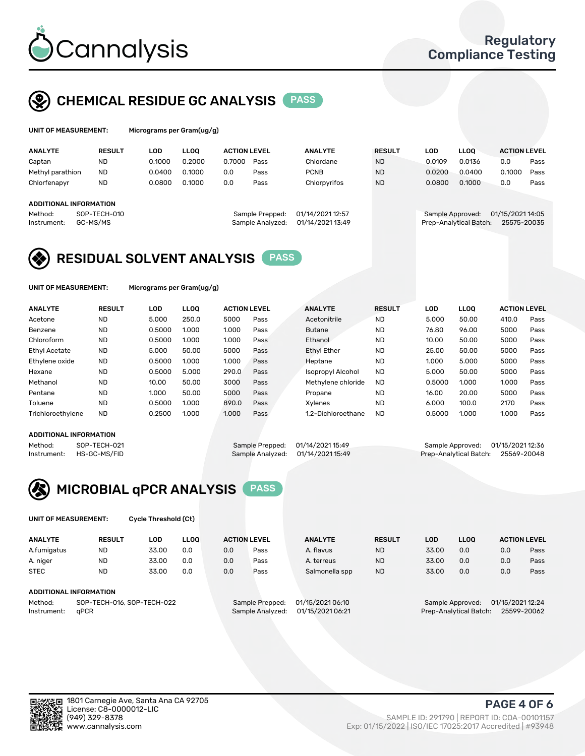# Cannalysis

Regulatory Compliance Testing

## CHEMICAL RESIDUE GC ANALYSIS PASS

**UNIT OF MEASUREMENT:** Micrograms per Gram(ug/g)

| ANALYTE | RESULT | LOD | LLOQ | ACTION LEVEL | | ANALYTE | RESULT | LOD | LLOQ | ACTION LEVEL | |
|---|---|---|---|---|---|---|---|---|---|---|---|
| Captan | ND | 0.1000 | 0.2000 | 0.7000 | Pass | Chlordane | ND | 0.0109 | 0.0136 | 0.0 | Pass |
| Methyl parathion | ND | 0.0400 | 0.1000 | 0.0 | Pass | PCNB | ND | 0.0200 | 0.0400 | 0.1000 | Pass |
| Chlorfenapyr | ND | 0.0800 | 0.1000 | 0.0 | Pass | Chlorpyrifos | ND | 0.0800 | 0.1000 | 0.0 | Pass |

**ADDITIONAL INFORMATION**

Method: SOP-TECH-010
Instrument: GC-MS/MS
Sample Prepped: 01/14/2021 12:57
Sample Analyzed: 01/14/2021 13:49
Sample Approved: 01/15/2021 14:05
Prep-Analytical Batch: 25575-20035

## RESIDUAL SOLVENT ANALYSIS PASS

**UNIT OF MEASUREMENT:** Micrograms per Gram(ug/g)

| ANALYTE | RESULT | LOD | LLOQ | ACTION LEVEL | | ANALYTE | RESULT | LOD | LLOQ | ACTION LEVEL | |
|---|---|---|---|---|---|---|---|---|---|---|---|
| Acetone | ND | 5.000 | 250.0 | 5000 | Pass | Acetonitrile | ND | 5.000 | 50.00 | 410.0 | Pass |
| Benzene | ND | 0.5000 | 1.000 | 1.000 | Pass | Butane | ND | 76.80 | 96.00 | 5000 | Pass |
| Chloroform | ND | 0.5000 | 1.000 | 1.000 | Pass | Ethanol | ND | 10.00 | 50.00 | 5000 | Pass |
| Ethyl Acetate | ND | 5.000 | 50.00 | 5000 | Pass | Ethyl Ether | ND | 25.00 | 50.00 | 5000 | Pass |
| Ethylene oxide | ND | 0.5000 | 1.000 | 1.000 | Pass | Heptane | ND | 1.000 | 5.000 | 5000 | Pass |
| Hexane | ND | 0.5000 | 5.000 | 290.0 | Pass | Isopropyl Alcohol | ND | 5.000 | 50.00 | 5000 | Pass |
| Methanol | ND | 10.00 | 50.00 | 3000 | Pass | Methylene chloride | ND | 0.5000 | 1.000 | 1.000 | Pass |
| Pentane | ND | 1.000 | 50.00 | 5000 | Pass | Propane | ND | 16.00 | 20.00 | 5000 | Pass |
| Toluene | ND | 0.5000 | 1.000 | 890.0 | Pass | Xylenes | ND | 6.000 | 100.0 | 2170 | Pass |
| Trichloroethylene | ND | 0.2500 | 1.000 | 1.000 | Pass | 1,2-Dichloroethane | ND | 0.5000 | 1.000 | 1.000 | Pass |

**ADDITIONAL INFORMATION**

Method: SOP-TECH-021
Instrument: HS-GC-MS/FID
Sample Prepped: 01/14/2021 15:49
Sample Analyzed: 01/14/2021 15:49
Sample Approved: 01/15/2021 12:36
Prep-Analytical Batch: 25569-20048

## MICROBIAL qPCR ANALYSIS PASS

**UNIT OF MEASUREMENT:** Cycle Threshold (Ct)

| ANALYTE | RESULT | LOD | LLOQ | ACTION LEVEL | | ANALYTE | RESULT | LOD | LLOQ | ACTION LEVEL | |
|---|---|---|---|---|---|---|---|---|---|---|---|
| A.fumigatus | ND | 33.00 | 0.0 | 0.0 | Pass | A. flavus | ND | 33.00 | 0.0 | 0.0 | Pass |
| A. niger | ND | 33.00 | 0.0 | 0.0 | Pass | A. terreus | ND | 33.00 | 0.0 | 0.0 | Pass |
| STEC | ND | 33.00 | 0.0 | 0.0 | Pass | Salmonella spp | ND | 33.00 | 0.0 | 0.0 | Pass |

**ADDITIONAL INFORMATION**

Method: SOP-TECH-016, SOP-TECH-022
Instrument: qPCR
Sample Prepped: 01/15/2021 06:10
Sample Analyzed: 01/15/2021 06:21
Sample Approved: 01/15/2021 12:24
Prep-Analytical Batch: 25599-20062

1801 Carnegie Ave, Santa Ana CA 92705
License: C8-0000012-LIC
(949) 329-8378
www.cannalysis.com

SAMPLE ID: 291790 | REPORT ID: COA-00101157
Exp: 01/15/2022 | ISO/IEC 17025:2017 Accredited | #93948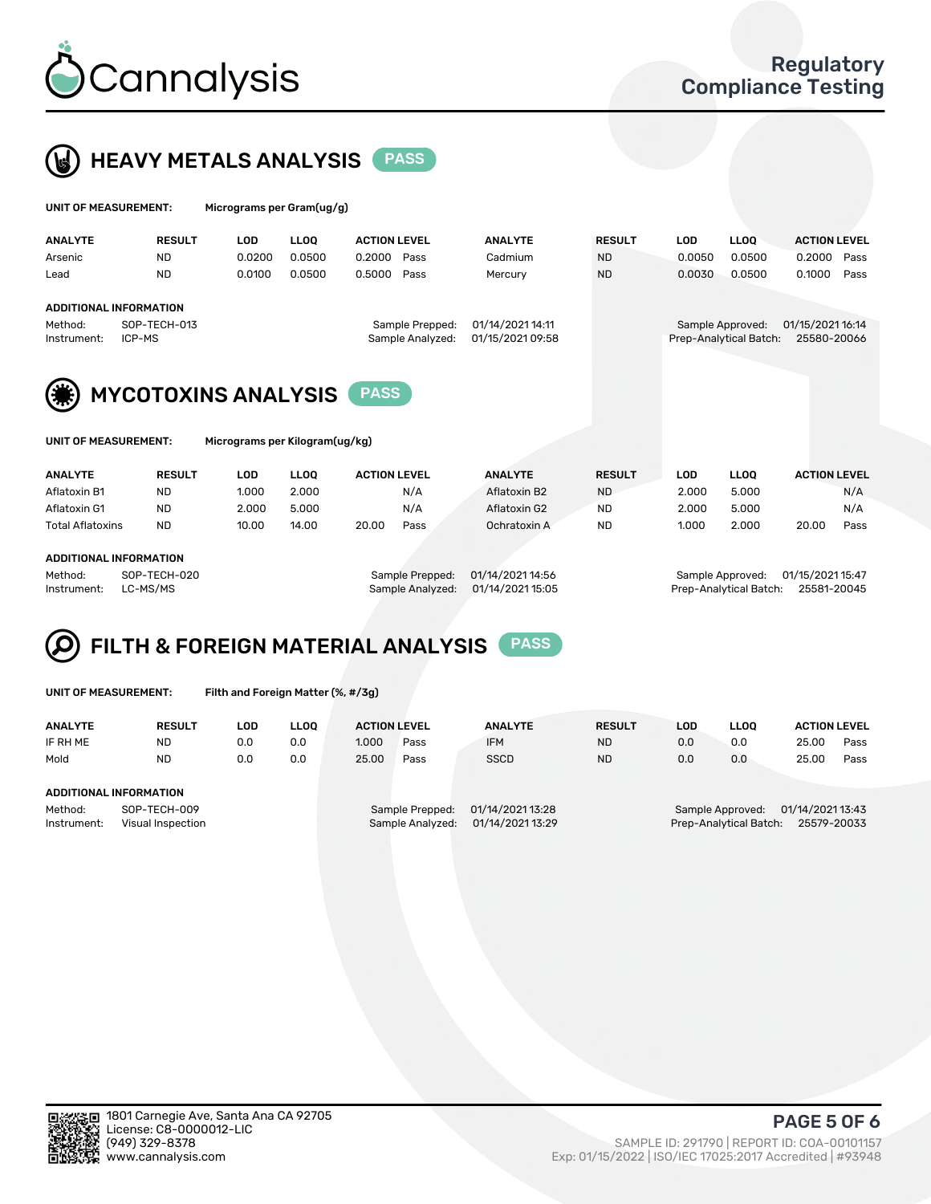# Cannalysis

Regulatory Compliance Testing

## HEAVY METALS ANALYSIS PASS

**UNIT OF MEASUREMENT:** Micrograms per Gram(ug/g)

| ANALYTE | RESULT | LOD | LLOQ | ACTION LEVEL | | ANALYTE | RESULT | LOD | LLOQ | ACTION LEVEL | |
|---|---|---|---|---|---|---|---|---|---|---|---|
| Arsenic | ND | 0.0200 | 0.0500 | 0.2000 | Pass | Cadmium | ND | 0.0050 | 0.0500 | 0.2000 | Pass |
| Lead | ND | 0.0100 | 0.0500 | 0.5000 | Pass | Mercury | ND | 0.0030 | 0.0500 | 0.1000 | Pass |

**ADDITIONAL INFORMATION**

Method: SOP-TECH-013
Instrument: ICP-MS
Sample Prepped: 01/14/2021 14:11
Sample Analyzed: 01/15/2021 09:58
Sample Approved: 01/15/2021 16:14
Prep-Analytical Batch: 25580-20066

## MYCOTOXINS ANALYSIS PASS

**UNIT OF MEASUREMENT:** Micrograms per Kilogram(ug/kg)

| ANALYTE | RESULT | LOD | LLOQ | ACTION LEVEL | | ANALYTE | RESULT | LOD | LLOQ | ACTION LEVEL | |
|---|---|---|---|---|---|---|---|---|---|---|---|
| Aflatoxin B1 | ND | 1.000 | 2.000 | | N/A | Aflatoxin B2 | ND | 2.000 | 5.000 | | N/A |
| Aflatoxin G1 | ND | 2.000 | 5.000 | | N/A | Aflatoxin G2 | ND | 2.000 | 5.000 | | N/A |
| Total Aflatoxins | ND | 10.00 | 14.00 | 20.00 | Pass | Ochratoxin A | ND | 1.000 | 2.000 | 20.00 | Pass |

**ADDITIONAL INFORMATION**

Method: SOP-TECH-020
Instrument: LC-MS/MS
Sample Prepped: 01/14/2021 14:56
Sample Analyzed: 01/14/2021 15:05
Sample Approved: 01/15/2021 15:47
Prep-Analytical Batch: 25581-20045

## FILTH & FOREIGN MATERIAL ANALYSIS PASS

**UNIT OF MEASUREMENT:** Filth and Foreign Matter (%, #/3g)

| ANALYTE | RESULT | LOD | LLOQ | ACTION LEVEL | | ANALYTE | RESULT | LOD | LLOQ | ACTION LEVEL | |
|---|---|---|---|---|---|---|---|---|---|---|---|
| IF RH ME | ND | 0.0 | 0.0 | 1.000 | Pass | IFM | ND | 0.0 | 0.0 | 25.00 | Pass |
| Mold | ND | 0.0 | 0.0 | 25.00 | Pass | SSCD | ND | 0.0 | 0.0 | 25.00 | Pass |

**ADDITIONAL INFORMATION**

Method: SOP-TECH-009
Instrument: Visual Inspection
Sample Prepped: 01/14/2021 13:28
Sample Analyzed: 01/14/2021 13:29
Sample Approved: 01/14/2021 13:43
Prep-Analytical Batch: 25579-20033

1801 Carnegie Ave, Santa Ana CA 92705
License: C8-0000012-LIC
(949) 329-8378
www.cannalysis.com

SAMPLE ID: 291790 | REPORT ID: COA-00101157
Exp: 01/15/2022 | ISO/IEC 17025:2017 Accredited | #93948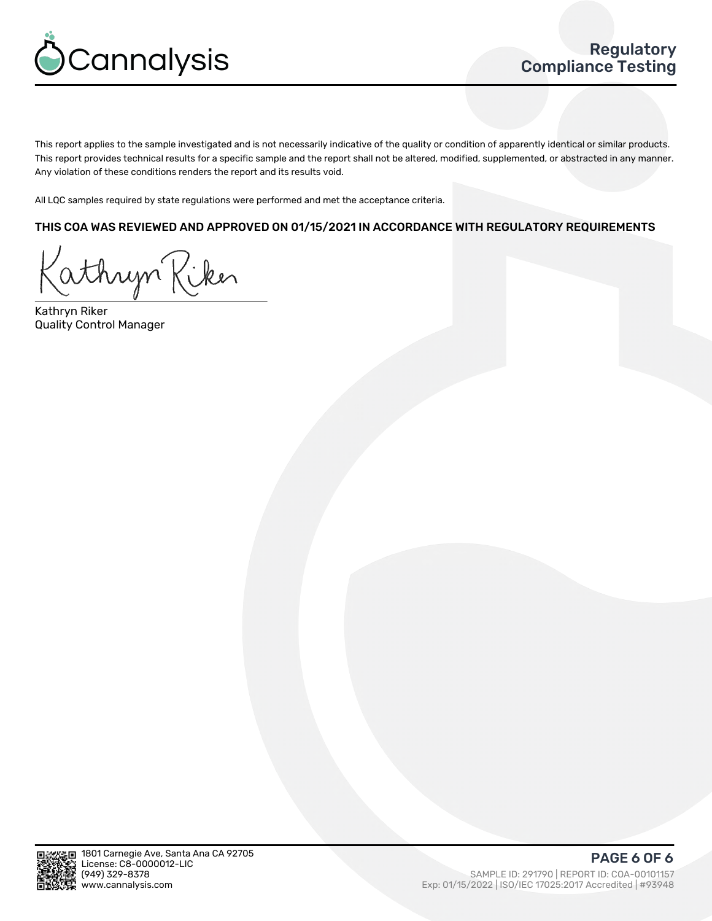This report applies to the sample investigated and is not necessarily indicative of the quality or condition of apparently identical or similar products. This report provides technical results for a specific sample and the report shall not be altered, modified, supplemented, or abstracted in any manner. Any violation of these conditions renders the report and its results void.

All LQC samples required by state regulations were performed and met the acceptance criteria.

**THIS COA WAS REVIEWED AND APPROVED ON 01/15/2021 IN ACCORDANCE WITH REGULATORY REQUIREMENTS**

Kathryn Riker
Quality Control Manager